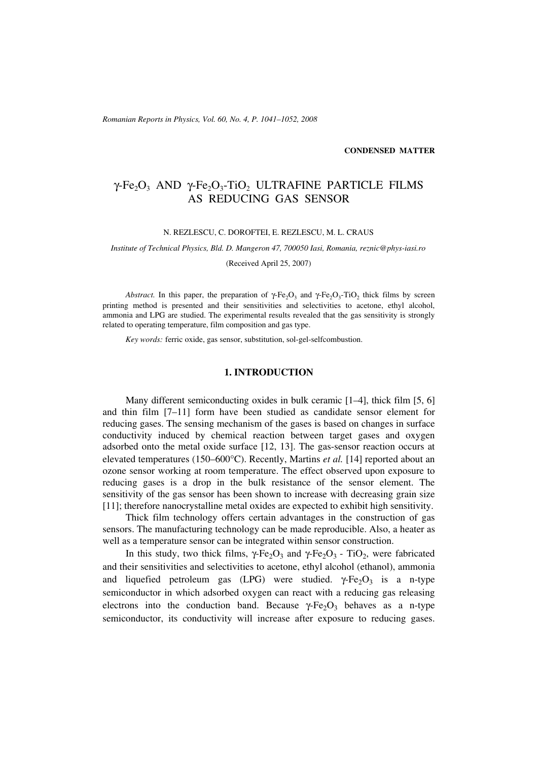**CONDENSED MATTER**

# $\gamma$-$Fe_2O_3$ AND $\gamma$-$Fe_2O_3$-$TiO_2$ ULTRAFINE PARTICLE FILMS AS REDUCING GAS SENSOR

N. REZLESCU, C. DOROFTEI, E. REZLESCU, M. L. CRAUS

*Institute of Technical Physics, Bld. D. Mangeron 47, 700050 Iasi, Romania, reznic@phys-iasi.ro*

(Received April 25, 2007)

*Abstract.* In this paper, the preparation of $\gamma$-$Fe_2O_3$ and $\gamma$-$Fe_2O_3$-$TiO_2$ thick films by screen printing method is presented and their sensitivities and selectivities to acetone, ethyl alcohol, ammonia and LPG are studied. The experimental results revealed that the gas sensitivity is strongly related to operating temperature, film composition and gas type.

*Key words:* ferric oxide, gas sensor, substitution, sol-gel-selfcombustion.

## 1. INTRODUCTION

Many different semiconducting oxides in bulk ceramic [1–4], thick film [5, 6] and thin film [7–11] form have been studied as candidate sensor element for reducing gases. The sensing mechanism of the gases is based on changes in surface conductivity induced by chemical reaction between target gases and oxygen adsorbed onto the metal oxide surface [12, 13]. The gas-sensor reaction occurs at elevated temperatures (150–600°C). Recently, Martins *et al.* [14] reported about an ozone sensor working at room temperature. The effect observed upon exposure to reducing gases is a drop in the bulk resistance of the sensor element. The sensitivity of the gas sensor has been shown to increase with decreasing grain size [11]; therefore nanocrystalline metal oxides are expected to exhibit high sensitivity.

Thick film technology offers certain advantages in the construction of gas sensors. The manufacturing technology can be made reproducible. Also, a heater as well as a temperature sensor can be integrated within sensor construction.

In this study, two thick films, $\gamma$-$Fe_2O_3$ and $\gamma$-$Fe_2O_3$ - $TiO_2$, were fabricated and their sensitivities and selectivities to acetone, ethyl alcohol (ethanol), ammonia and liquefied petroleum gas (LPG) were studied. $\gamma$-$Fe_2O_3$ is a n-type semiconductor in which adsorbed oxygen can react with a reducing gas releasing electrons into the conduction band. Because $\gamma$-$Fe_2O_3$ behaves as a n-type semiconductor, its conductivity will increase after exposure to reducing gases.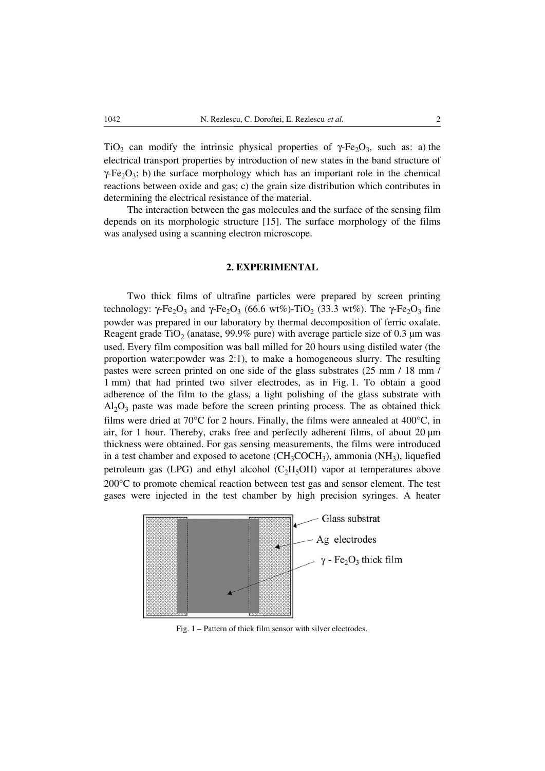$TiO_2$ can modify the intrinsic physical properties of $\gamma$-$Fe_2O_3$, such as: a) the electrical transport properties by introduction of new states in the band structure of $\gamma$-$Fe_2O_3$; b) the surface morphology which has an important role in the chemical reactions between oxide and gas; c) the grain size distribution which contributes in determining the electrical resistance of the material.

The interaction between the gas molecules and the surface of the sensing film depends on its morphologic structure [15]. The surface morphology of the films was analysed using a scanning electron microscope.

## 2. EXPERIMENTAL

Two thick films of ultrafine particles were prepared by screen printing technology: $\gamma$-$Fe_2O_3$ and $\gamma$-$Fe_2O_3$ (66.6 wt%)-$TiO_2$ (33.3 wt%). The $\gamma$-$Fe_2O_3$ fine powder was prepared in our laboratory by thermal decomposition of ferric oxalate. Reagent grade $TiO_2$ (anatase, 99.9% pure) with average particle size of 0.3 μm was used. Every film composition was ball milled for 20 hours using distiled water (the proportion water:powder was 2:1), to make a homogeneous slurry. The resulting pastes were screen printed on one side of the glass substrates (25 mm / 18 mm / 1 mm) that had printed two silver electrodes, as in Fig. 1. To obtain a good adherence of the film to the glass, a light polishing of the glass substrate with $Al_2O_3$ paste was made before the screen printing process. The as obtained thick films were dried at 70°C for 2 hours. Finally, the films were annealed at 400°C, in air, for 1 hour. Thereby, craks free and perfectly adherent films, of about 20 μm thickness were obtained. For gas sensing measurements, the films were introduced in a test chamber and exposed to acetone ($CH_3COCH_3$), ammonia ($NH_3$), liquefied petroleum gas (LPG) and ethyl alcohol ($C_2H_5OH$) vapor at temperatures above 200°C to promote chemical reaction between test gas and sensor element. The test gases were injected in the test chamber by high precision syringes. A heater

Glass substrat

Ag electrodes

$\gamma$ - $Fe_2O_3$ thick film

Fig. 1 – Pattern of thick film sensor with silver electrodes.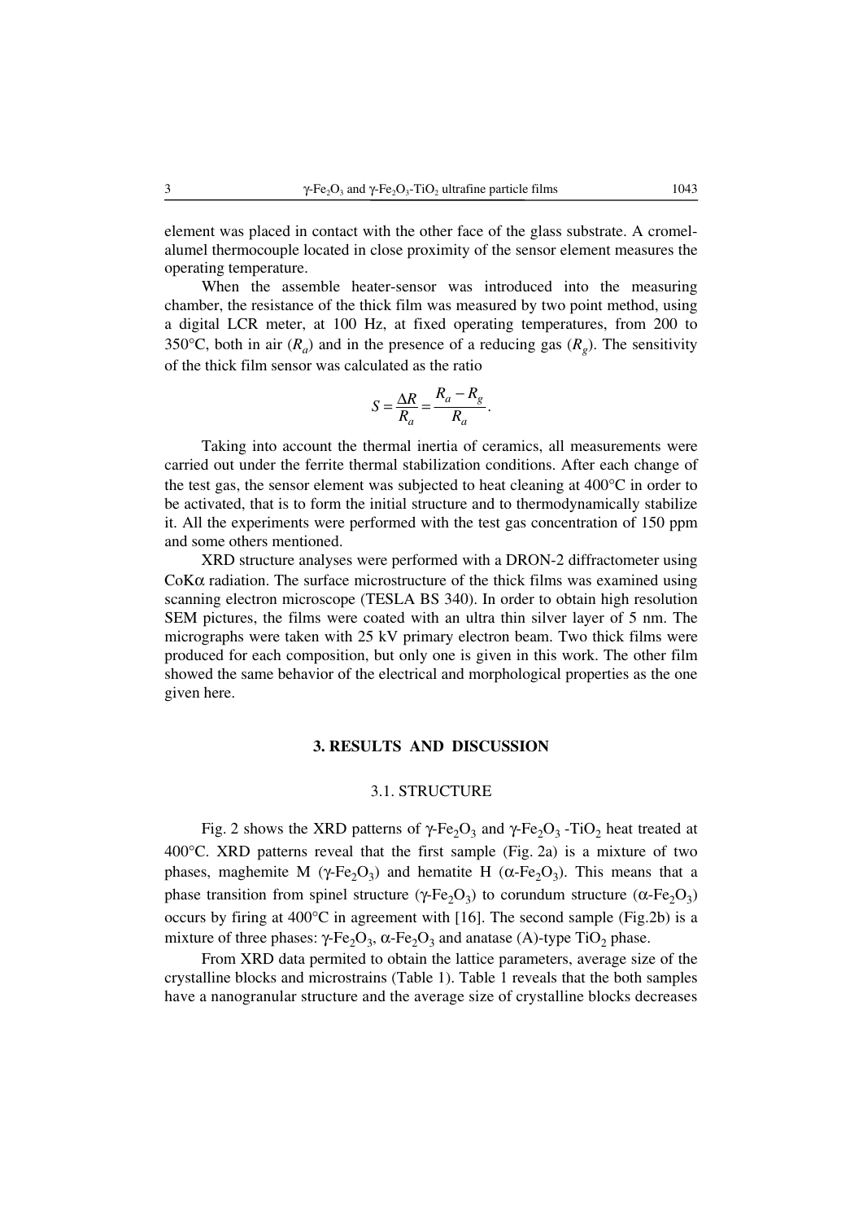element was placed in contact with the other face of the glass substrate. A cromel-alumel thermocouple located in close proximity of the sensor element measures the operating temperature.

When the assemble heater-sensor was introduced into the measuring chamber, the resistance of the thick film was measured by two point method, using a digital LCR meter, at 100 Hz, at fixed operating temperatures, from 200 to 350°C, both in air ($R_a$) and in the presence of a reducing gas ($R_g$). The sensitivity of the thick film sensor was calculated as the ratio

$$S = \frac{\Delta R}{R_a} = \frac{R_a - R_g}{R_a}.$$

Taking into account the thermal inertia of ceramics, all measurements were carried out under the ferrite thermal stabilization conditions. After each change of the test gas, the sensor element was subjected to heat cleaning at 400°C in order to be activated, that is to form the initial structure and to thermodynamically stabilize it. All the experiments were performed with the test gas concentration of 150 ppm and some others mentioned.

XRD structure analyses were performed with a DRON-2 diffractometer using CoK$\alpha$ radiation. The surface microstructure of the thick films was examined using scanning electron microscope (TESLA BS 340). In order to obtain high resolution SEM pictures, the films were coated with an ultra thin silver layer of 5 nm. The micrographs were taken with 25 kV primary electron beam. Two thick films were produced for each composition, but only one is given in this work. The other film showed the same behavior of the electrical and morphological properties as the one given here.

## 3. RESULTS AND DISCUSSION

### 3.1. STRUCTURE

Fig. 2 shows the XRD patterns of $\gamma$-$Fe_2O_3$ and $\gamma$-$Fe_2O_3$ -$TiO_2$ heat treated at 400°C. XRD patterns reveal that the first sample (Fig. 2a) is a mixture of two phases, maghemite M ($\gamma$-$Fe_2O_3$) and hematite H ($\alpha$-$Fe_2O_3$). This means that a phase transition from spinel structure ($\gamma$-$Fe_2O_3$) to corundum structure ($\alpha$-$Fe_2O_3$) occurs by firing at 400°C in agreement with [16]. The second sample (Fig.2b) is a mixture of three phases: $\gamma$-$Fe_2O_3$, $\alpha$-$Fe_2O_3$ and anatase (A)-type $TiO_2$ phase.

From XRD data permited to obtain the lattice parameters, average size of the crystalline blocks and microstrains (Table 1). Table 1 reveals that the both samples have a nanogranular structure and the average size of crystalline blocks decreases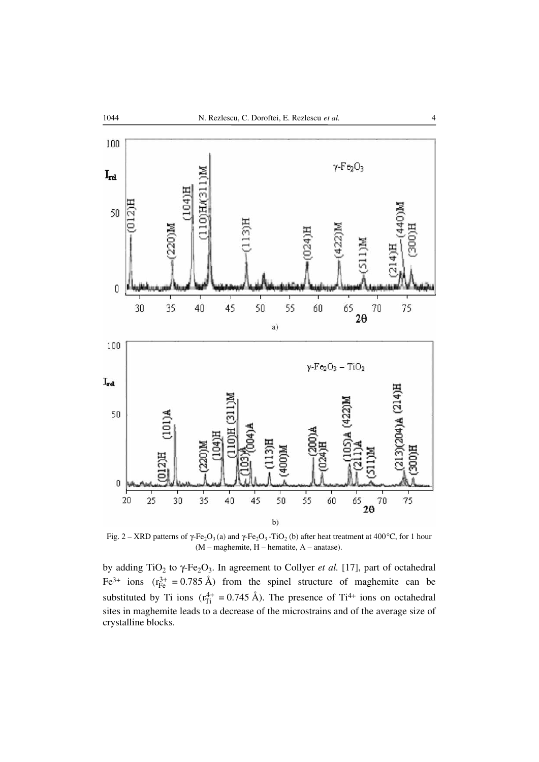Fig. 2 – XRD patterns of $\gamma$-$Fe_2O_3$ (a) and $\gamma$-$Fe_2O_3$-$TiO_2$ (b) after heat treatment at 400°C, for 1 hour (M – maghemite, H – hematite, A – anatase).

by adding $TiO_2$ to $\gamma$-$Fe_2O_3$. In agreement to Collyer *et al.* [17], part of octahedral $Fe^{3+}$ ions ($r_{Fe}^{3+} = 0.785$ Å) from the spinel structure of maghemite can be substituted by Ti ions ($r_{Ti}^{4+} = 0.745$ Å). The presence of $Ti^{4+}$ ions on octahedral sites in maghemite leads to a decrease of the microstrains and of the average size of crystalline blocks.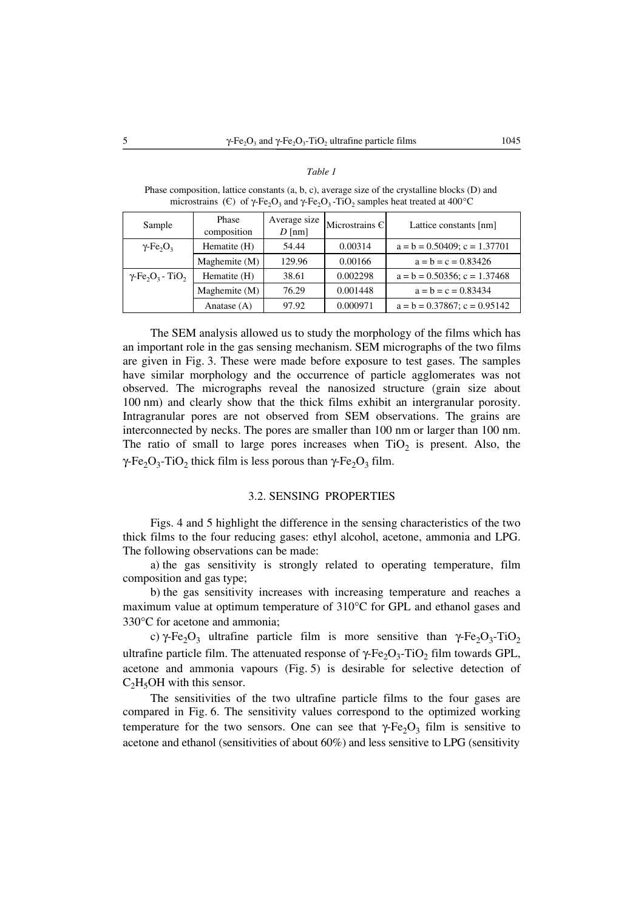*Table 1*

Phase composition, lattice constants (a, b, c), average size of the crystalline blocks (D) and microstrains (Є) of $\gamma$-$Fe_2O_3$ and $\gamma$-$Fe_2O_3$-$TiO_2$ samples heat treated at 400°C

| Sample | Phase composition | Average size *D* [nm] | Microstrains Є | Lattice constants [nm] |
|---|---|---|---|---|
| $\gamma$-$Fe_2O_3$ | Hematite (H) | 54.44 | 0.00314 | a = b = 0.50409; c = 1.37701 |
| | Maghemite (M) | 129.96 | 0.00166 | a = b = c = 0.83426 |
| $\gamma$-$Fe_2O_3$ - $TiO_2$ | Hematite (H) | 38.61 | 0.002298 | a = b = 0.50356; c = 1.37468 |
| | Maghemite (M) | 76.29 | 0.001448 | a = b = c = 0.83434 |
| | Anatase (A) | 97.92 | 0.000971 | a = b = 0.37867; c = 0.95142 |

The SEM analysis allowed us to study the morphology of the films which has an important role in the gas sensing mechanism. SEM micrographs of the two films are given in Fig. 3. These were made before exposure to test gases. The samples have similar morphology and the occurrence of particle agglomerates was not observed. The micrographs reveal the nanosized structure (grain size about 100 nm) and clearly show that the thick films exhibit an intergranular porosity. Intragranular pores are not observed from SEM observations. The grains are interconnected by necks. The pores are smaller than 100 nm or larger than 100 nm. The ratio of small to large pores increases when $TiO_2$ is present. Also, the $\gamma$-$Fe_2O_3$-$TiO_2$ thick film is less porous than $\gamma$-$Fe_2O_3$ film.

### 3.2. SENSING PROPERTIES

Figs. 4 and 5 highlight the difference in the sensing characteristics of the two thick films to the four reducing gases: ethyl alcohol, acetone, ammonia and LPG. The following observations can be made:

a) the gas sensitivity is strongly related to operating temperature, film composition and gas type;

b) the gas sensitivity increases with increasing temperature and reaches a maximum value at optimum temperature of 310°C for GPL and ethanol gases and 330°C for acetone and ammonia;

c) $\gamma$-$Fe_2O_3$ ultrafine particle film is more sensitive than $\gamma$-$Fe_2O_3$-$TiO_2$ ultrafine particle film. The attenuated response of $\gamma$-$Fe_2O_3$-$TiO_2$ film towards GPL, acetone and ammonia vapours (Fig. 5) is desirable for selective detection of $C_2H_5OH$ with this sensor.

The sensitivities of the two ultrafine particle films to the four gases are compared in Fig. 6. The sensitivity values correspond to the optimized working temperature for the two sensors. One can see that $\gamma$-$Fe_2O_3$ film is sensitive to acetone and ethanol (sensitivities of about 60%) and less sensitive to LPG (sensitivity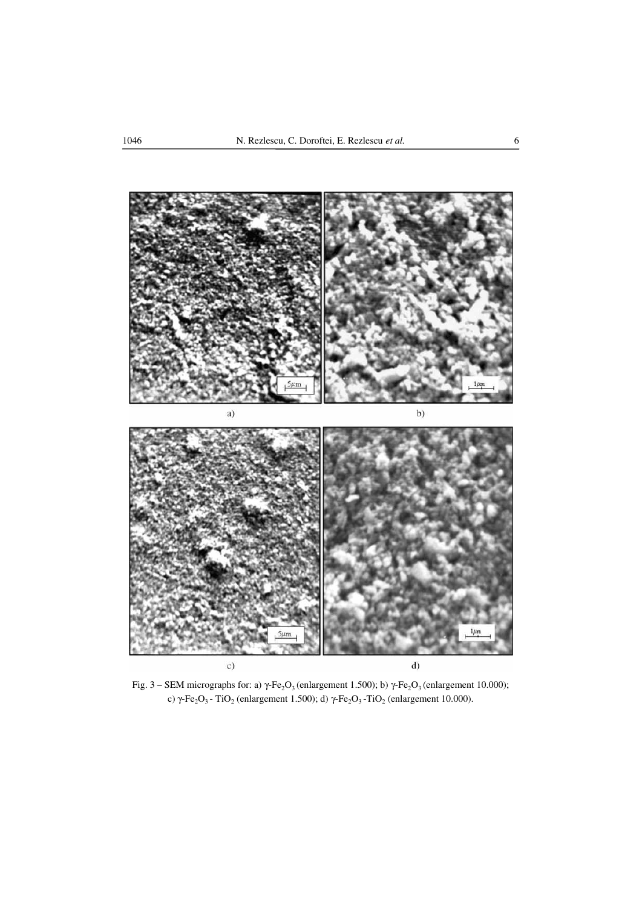a) b)

c) d)

Fig. 3 – SEM micrographs for: a) $\gamma$-$Fe_2O_3$ (enlargement 1.500); b) $\gamma$-$Fe_2O_3$ (enlargement 10.000); c) $\gamma$-$Fe_2O_3$ - $TiO_2$ (enlargement 1.500); d) $\gamma$-$Fe_2O_3$ -$TiO_2$ (enlargement 10.000).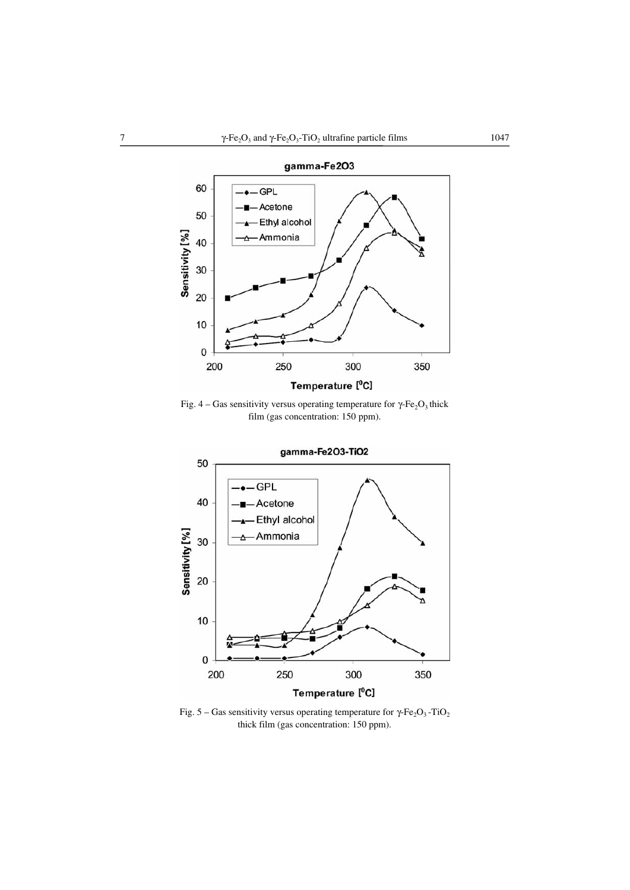Fig. 4 – Gas sensitivity versus operating temperature for $\gamma$-$Fe_2O_3$ thick film (gas concentration: 150 ppm).

Fig. 5 – Gas sensitivity versus operating temperature for $\gamma$-$Fe_2O_3$-$TiO_2$ thick film (gas concentration: 150 ppm).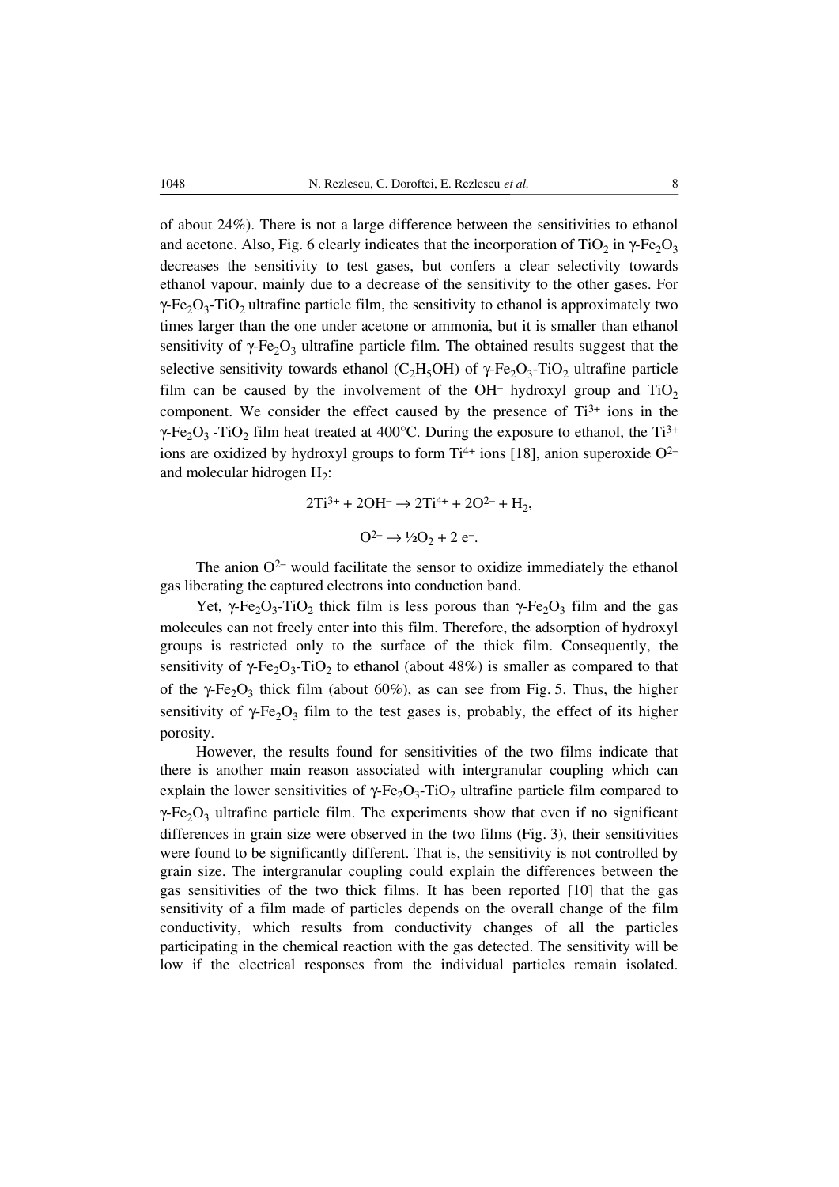of about 24%). There is not a large difference between the sensitivities to ethanol and acetone. Also, Fig. 6 clearly indicates that the incorporation of $TiO_2$ in $\gamma$-$Fe_2O_3$ decreases the sensitivity to test gases, but confers a clear selectivity towards ethanol vapour, mainly due to a decrease of the sensitivity to the other gases. For $\gamma$-$Fe_2O_3$-$TiO_2$ ultrafine particle film, the sensitivity to ethanol is approximately two times larger than the one under acetone or ammonia, but it is smaller than ethanol sensitivity of $\gamma$-$Fe_2O_3$ ultrafine particle film. The obtained results suggest that the selective sensitivity towards ethanol ($C_2H_5OH$) of $\gamma$-$Fe_2O_3$-$TiO_2$ ultrafine particle film can be caused by the involvement of the $OH^-$ hydroxyl group and $TiO_2$ component. We consider the effect caused by the presence of $Ti^{3+}$ ions in the $\gamma$-$Fe_2O_3$ -$TiO_2$ film heat treated at 400°C. During the exposure to ethanol, the $Ti^{3+}$ ions are oxidized by hydroxyl groups to form $Ti^{4+}$ ions [18], anion superoxide $O^{2-}$ and molecular hidrogen $H_2$:

$$2Ti^{3+} + 2OH^- \rightarrow 2Ti^{4+} + 2O^{2-} + H_2,$$

$$O^{2-} \rightarrow ½O_2 + 2\,e^-.$$

The anion $O^{2-}$ would facilitate the sensor to oxidize immediately the ethanol gas liberating the captured electrons into conduction band.

Yet, $\gamma$-$Fe_2O_3$-$TiO_2$ thick film is less porous than $\gamma$-$Fe_2O_3$ film and the gas molecules can not freely enter into this film. Therefore, the adsorption of hydroxyl groups is restricted only to the surface of the thick film. Consequently, the sensitivity of $\gamma$-$Fe_2O_3$-$TiO_2$ to ethanol (about 48%) is smaller as compared to that of the $\gamma$-$Fe_2O_3$ thick film (about 60%), as can see from Fig. 5. Thus, the higher sensitivity of $\gamma$-$Fe_2O_3$ film to the test gases is, probably, the effect of its higher porosity.

However, the results found for sensitivities of the two films indicate that there is another main reason associated with intergranular coupling which can explain the lower sensitivities of $\gamma$-$Fe_2O_3$-$TiO_2$ ultrafine particle film compared to $\gamma$-$Fe_2O_3$ ultrafine particle film. The experiments show that even if no significant differences in grain size were observed in the two films (Fig. 3), their sensitivities were found to be significantly different. That is, the sensitivity is not controlled by grain size. The intergranular coupling could explain the differences between the gas sensitivities of the two thick films. It has been reported [10] that the gas sensitivity of a film made of particles depends on the overall change of the film conductivity, which results from conductivity changes of all the particles participating in the chemical reaction with the gas detected. The sensitivity will be low if the electrical responses from the individual particles remain isolated.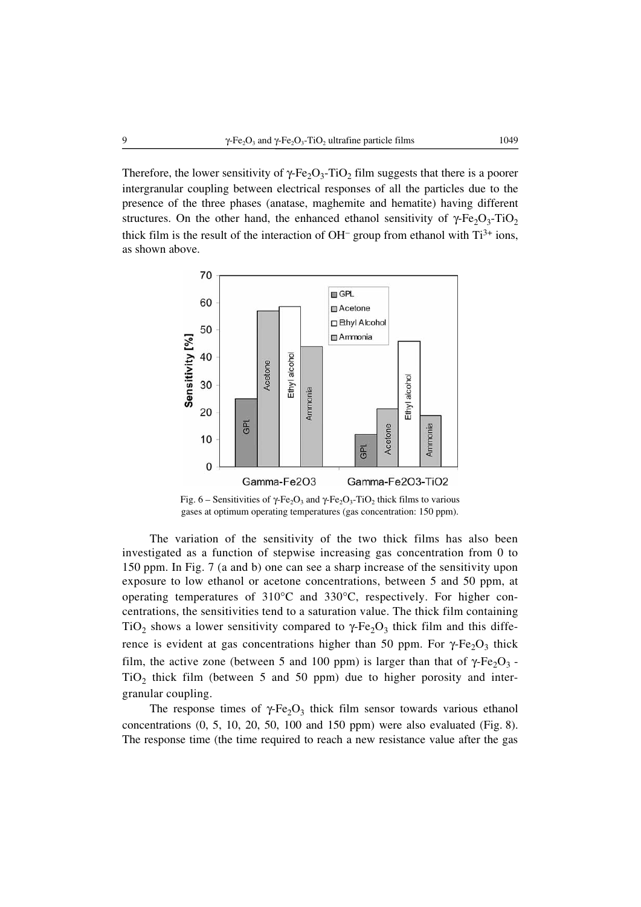Therefore, the lower sensitivity of $\gamma$-$Fe_2O_3$-$TiO_2$ film suggests that there is a poorer intergranular coupling between electrical responses of all the particles due to the presence of the three phases (anatase, maghemite and hematite) having different structures. On the other hand, the enhanced ethanol sensitivity of $\gamma$-$Fe_2O_3$-$TiO_2$ thick film is the result of the interaction of $OH^-$ group from ethanol with $Ti^{3+}$ ions, as shown above.

Fig. 6 – Sensitivities of $\gamma$-$Fe_2O_3$ and $\gamma$-$Fe_2O_3$-$TiO_2$ thick films to various gases at optimum operating temperatures (gas concentration: 150 ppm).

The variation of the sensitivity of the two thick films has also been investigated as a function of stepwise increasing gas concentration from 0 to 150 ppm. In Fig. 7 (a and b) one can see a sharp increase of the sensitivity upon exposure to low ethanol or acetone concentrations, between 5 and 50 ppm, at operating temperatures of 310°C and 330°C, respectively. For higher concentrations, the sensitivities tend to a saturation value. The thick film containing $TiO_2$ shows a lower sensitivity compared to $\gamma$-$Fe_2O_3$ thick film and this difference is evident at gas concentrations higher than 50 ppm. For $\gamma$-$Fe_2O_3$ thick film, the active zone (between 5 and 100 ppm) is larger than that of $\gamma$-$Fe_2O_3$ -$TiO_2$ thick film (between 5 and 50 ppm) due to higher porosity and intergranular coupling.

The response times of $\gamma$-$Fe_2O_3$ thick film sensor towards various ethanol concentrations (0, 5, 10, 20, 50, 100 and 150 ppm) were also evaluated (Fig. 8). The response time (the time required to reach a new resistance value after the gas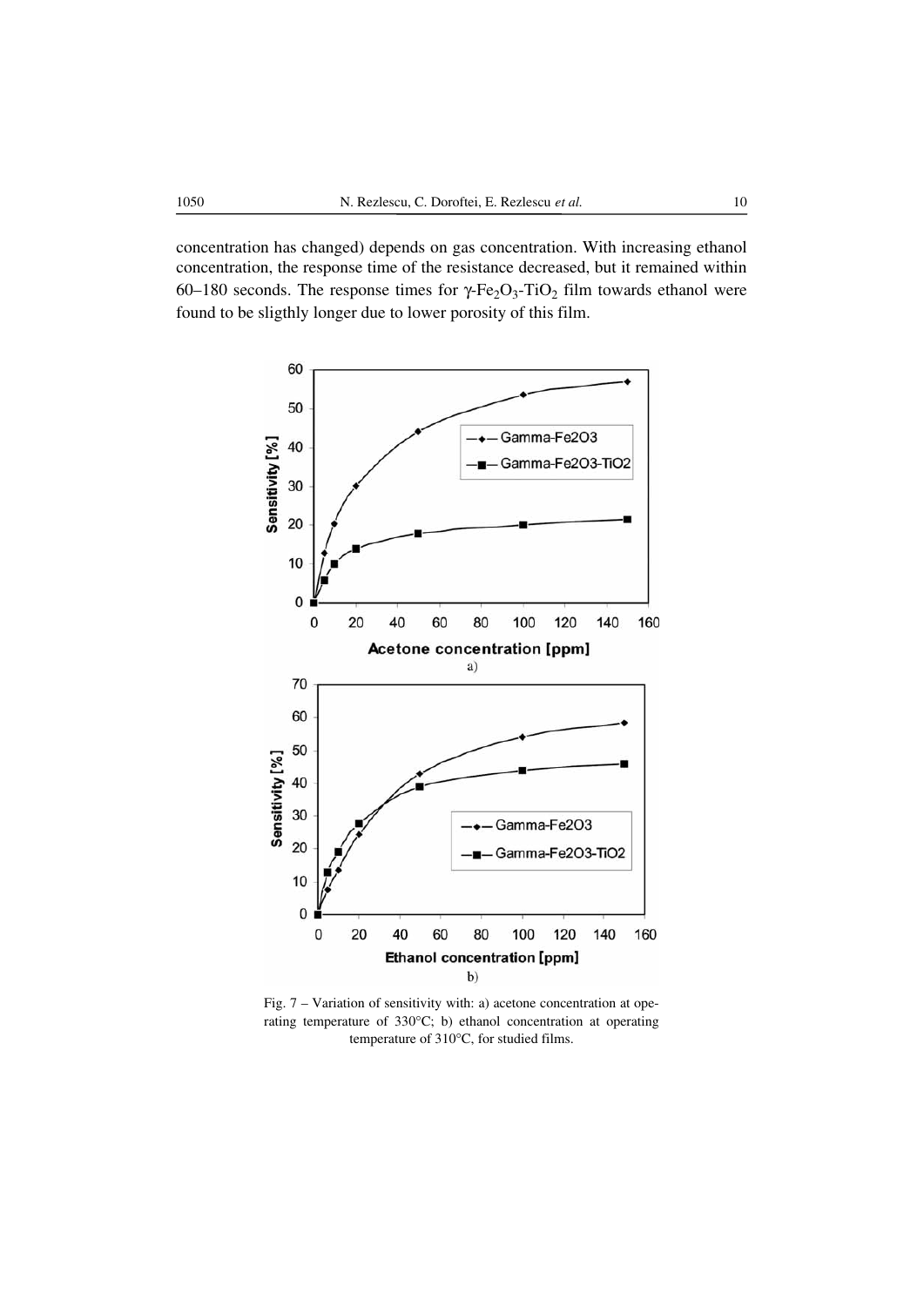concentration has changed) depends on gas concentration. With increasing ethanol concentration, the response time of the resistance decreased, but it remained within 60–180 seconds. The response times for $\gamma$-$Fe_2O_3$-$TiO_2$ film towards ethanol were found to be sligthly longer due to lower porosity of this film.

Fig. 7 – Variation of sensitivity with: a) acetone concentration at operating temperature of 330°C; b) ethanol concentration at operating temperature of 310°C, for studied films.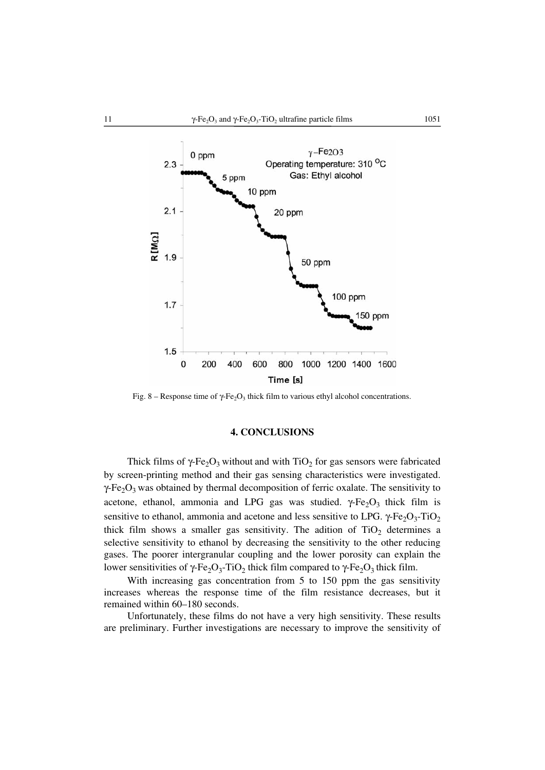Fig. 8 – Response time of $\gamma$-$Fe_2O_3$ thick film to various ethyl alcohol concentrations.

## 4. CONCLUSIONS

Thick films of $\gamma$-$Fe_2O_3$ without and with $TiO_2$ for gas sensors were fabricated by screen-printing method and their gas sensing characteristics were investigated. $\gamma$-$Fe_2O_3$ was obtained by thermal decomposition of ferric oxalate. The sensitivity to acetone, ethanol, ammonia and LPG gas was studied. $\gamma$-$Fe_2O_3$ thick film is sensitive to ethanol, ammonia and acetone and less sensitive to LPG. $\gamma$-$Fe_2O_3$-$TiO_2$ thick film shows a smaller gas sensitivity. The adition of $TiO_2$ determines a selective sensitivity to ethanol by decreasing the sensitivity to the other reducing gases. The poorer intergranular coupling and the lower porosity can explain the lower sensitivities of $\gamma$-$Fe_2O_3$-$TiO_2$ thick film compared to $\gamma$-$Fe_2O_3$ thick film.

With increasing gas concentration from 5 to 150 ppm the gas sensitivity increases whereas the response time of the film resistance decreases, but it remained within 60–180 seconds.

Unfortunately, these films do not have a very high sensitivity. These results are preliminary. Further investigations are necessary to improve the sensitivity of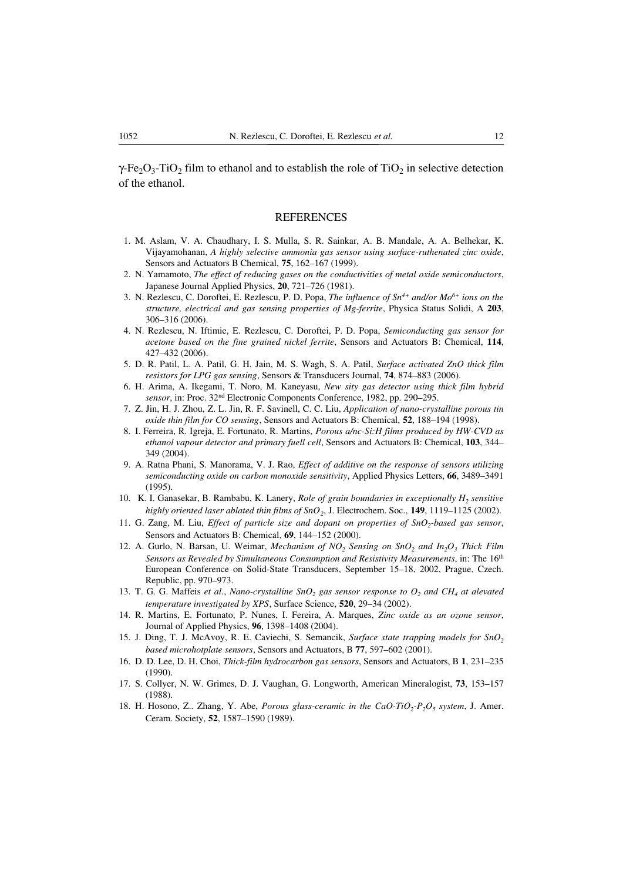$\gamma$-$Fe_2O_3$-$TiO_2$ film to ethanol and to establish the role of $TiO_2$ in selective detection of the ethanol.

## REFERENCES

1. M. Aslam, V. A. Chaudhary, I. S. Mulla, S. R. Sainkar, A. B. Mandale, A. A. Belhekar, K. Vijayamohanan, *A highly selective ammonia gas sensor using surface-ruthenated zinc oxide*, Sensors and Actuators B Chemical, **75**, 162–167 (1999).
2. N. Yamamoto, *The effect of reducing gases on the conductivities of metal oxide semiconductors*, Japanese Journal Applied Physics, **20**, 721–726 (1981).
3. N. Rezlescu, C. Doroftei, E. Rezlescu, P. D. Popa, *The influence of $Sn^{4+}$ and/or $Mo^{6+}$ ions on the structure, electrical and gas sensing properties of Mg-ferrite*, Physica Status Solidi, A **203**, 306–316 (2006).
4. N. Rezlescu, N. Iftimie, E. Rezlescu, C. Doroftei, P. D. Popa, *Semiconducting gas sensor for acetone based on the fine grained nickel ferrite*, Sensors and Actuators B: Chemical, **114**, 427–432 (2006).
5. D. R. Patil, L. A. Patil, G. H. Jain, M. S. Wagh, S. A. Patil, *Surface activated ZnO thick film resistors for LPG gas sensing*, Sensors & Transducers Journal, **74**, 874–883 (2006).
6. H. Arima, A. Ikegami, T. Noro, M. Kaneyasu, *New sity gas detector using thick film hybrid sensor*, in: Proc. 32[nd] Electronic Components Conference, 1982, pp. 290–295.
7. Z. Jin, H. J. Zhou, Z. L. Jin, R. F. Savinell, C. C. Liu, *Application of nano-crystalline porous tin oxide thin film for CO sensing*, Sensors and Actuators B: Chemical, **52**, 188–194 (1998).
8. I. Ferreira, R. Igreja, E. Fortunato, R. Martins, *Porous a/nc-Si:H films produced by HW-CVD as ethanol vapour detector and primary fuell cell*, Sensors and Actuators B: Chemical, **103**, 344–349 (2004).
9. A. Ratna Phani, S. Manorama, V. J. Rao, *Effect of additive on the response of sensors utilizing semiconducting oxide on carbon monoxide sensitivity*, Applied Physics Letters, **66**, 3489–3491 (1995).
10. K. I. Ganasekar, B. Rambabu, K. Lanery, *Role of grain boundaries in exceptionally $H_2$ sensitive highly oriented laser ablated thin films of $SnO_2$*, J. Electrochem. Soc., **149**, 1119–1125 (2002).
11. G. Zang, M. Liu, *Effect of particle size and dopant on properties of $SnO_2$-based gas sensor*, Sensors and Actuators B: Chemical, **69**, 144–152 (2000).
12. A. Gurlo, N. Barsan, U. Weimar, *Mechanism of $NO_2$ Sensing on $SnO_2$ and $In_2O_3$ Thick Film Sensors as Revealed by Simultaneous Consumption and Resistivity Measurements*, in: The 16[th] European Conference on Solid-State Transducers, September 15–18, 2002, Prague, Czech. Republic, pp. 970–973.
13. T. G. G. Maffeis *et al*., *Nano-crystalline $SnO_2$ gas sensor response to $O_2$ and $CH_4$ at alevated temperature investigated by XPS*, Surface Science, **520**, 29–34 (2002).
14. R. Martins, E. Fortunato, P. Nunes, I. Fereira, A. Marques, *Zinc oxide as an ozone sensor*, Journal of Applied Physics, **96**, 1398–1408 (2004).
15. J. Ding, T. J. McAvoy, R. E. Caviechi, S. Semancik, *Surface state trapping models for $SnO_2$ based microhotplate sensors*, Sensors and Actuators, B **77**, 597–602 (2001).
16. D. D. Lee, D. H. Choi, *Thick-film hydrocarbon gas sensors*, Sensors and Actuators, B **1**, 231–235 (1990).
17. S. Collyer, N. W. Grimes, D. J. Vaughan, G. Longworth, American Mineralogist, **73**, 153–157 (1988).
18. H. Hosono, Z.. Zhang, Y. Abe, *Porous glass-ceramic in the $CaO$-$TiO_2$-$P_2O_5$ system*, J. Amer. Ceram. Society, **52**, 1587–1590 (1989).